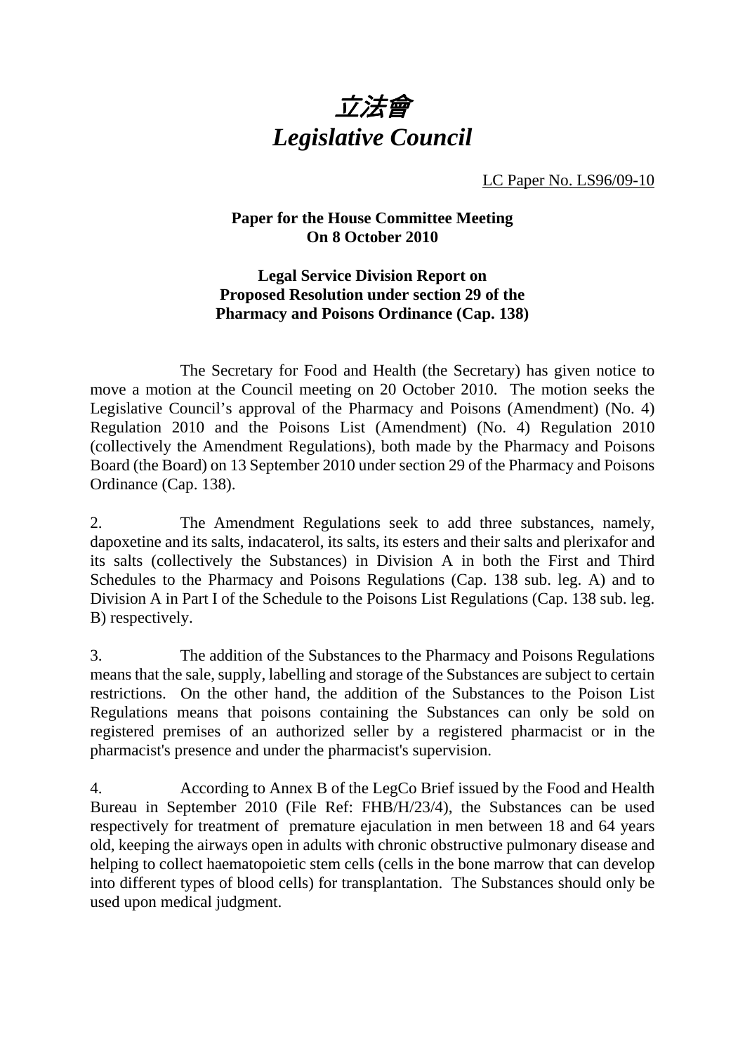# *立法會*
# *Legislative Council*

LC Paper No. LS96/09-10

**Paper for the House Committee Meeting On 8 October 2010**

**Legal Service Division Report on Proposed Resolution under section 29 of the Pharmacy and Poisons Ordinance (Cap. 138)**

The Secretary for Food and Health (the Secretary) has given notice to move a motion at the Council meeting on 20 October 2010. The motion seeks the Legislative Council's approval of the Pharmacy and Poisons (Amendment) (No. 4) Regulation 2010 and the Poisons List (Amendment) (No. 4) Regulation 2010 (collectively the Amendment Regulations), both made by the Pharmacy and Poisons Board (the Board) on 13 September 2010 under section 29 of the Pharmacy and Poisons Ordinance (Cap. 138).

2. The Amendment Regulations seek to add three substances, namely, dapoxetine and its salts, indacaterol, its salts, its esters and their salts and plerixafor and its salts (collectively the Substances) in Division A in both the First and Third Schedules to the Pharmacy and Poisons Regulations (Cap. 138 sub. leg. A) and to Division A in Part I of the Schedule to the Poisons List Regulations (Cap. 138 sub. leg. B) respectively.

3. The addition of the Substances to the Pharmacy and Poisons Regulations means that the sale, supply, labelling and storage of the Substances are subject to certain restrictions. On the other hand, the addition of the Substances to the Poison List Regulations means that poisons containing the Substances can only be sold on registered premises of an authorized seller by a registered pharmacist or in the pharmacist's presence and under the pharmacist's supervision.

4. According to Annex B of the LegCo Brief issued by the Food and Health Bureau in September 2010 (File Ref: FHB/H/23/4), the Substances can be used respectively for treatment of premature ejaculation in men between 18 and 64 years old, keeping the airways open in adults with chronic obstructive pulmonary disease and helping to collect haematopoietic stem cells (cells in the bone marrow that can develop into different types of blood cells) for transplantation. The Substances should only be used upon medical judgment.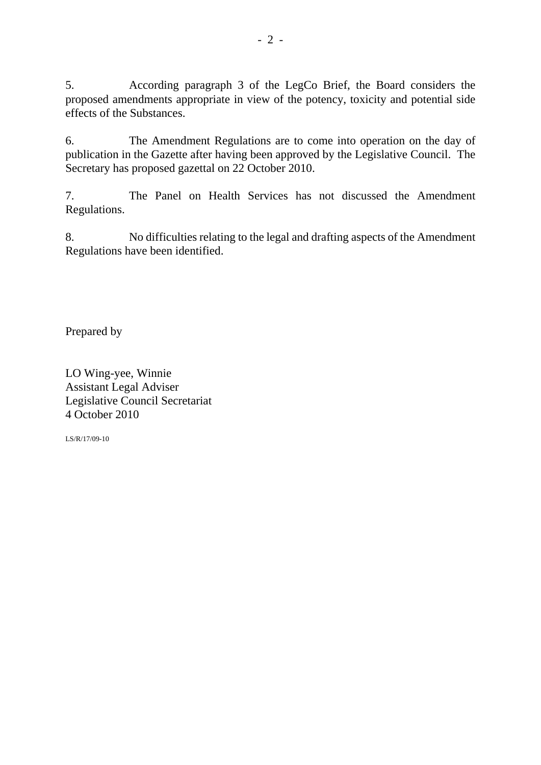5. According paragraph 3 of the LegCo Brief, the Board considers the proposed amendments appropriate in view of the potency, toxicity and potential side effects of the Substances.

6. The Amendment Regulations are to come into operation on the day of publication in the Gazette after having been approved by the Legislative Council. The Secretary has proposed gazettal on 22 October 2010.

7. The Panel on Health Services has not discussed the Amendment Regulations.

8. No difficulties relating to the legal and drafting aspects of the Amendment Regulations have been identified.

Prepared by

LO Wing-yee, Winnie
Assistant Legal Adviser
Legislative Council Secretariat
4 October 2010

LS/R/17/09-10